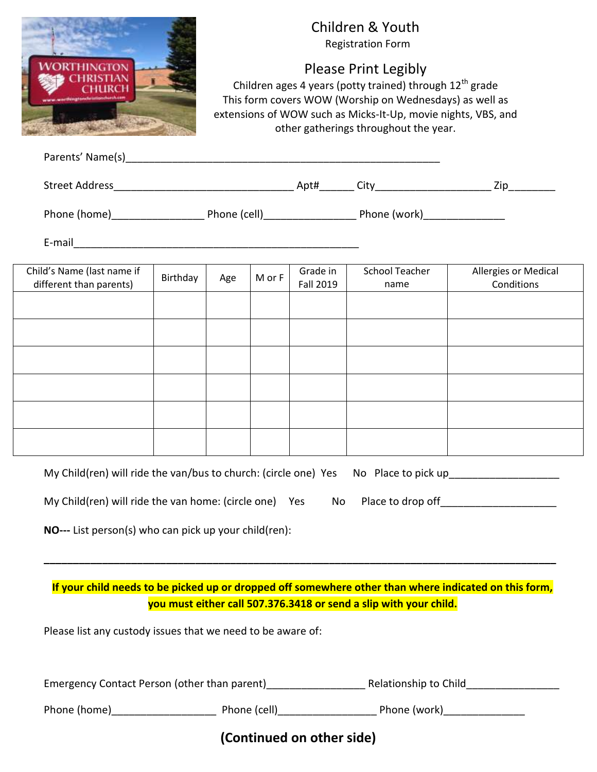# Children & Youth

Registration Form

## Please Print Legibly

Children ages 4 years (potty trained) through 12th grade
This form covers WOW (Worship on Wednesdays) as well as extensions of WOW such as Micks-It-Up, movie nights, VBS, and other gatherings throughout the year.

Parents' Name(s)_______________________________________________________

Street Address_______________________________ Apt#______ City___________________ Zip________

Phone (home)________________ Phone (cell)________________ Phone (work)______________

E-mail_________________________________________________

| Child's Name (last name if different than parents) | Birthday | Age | M or F | Grade in Fall 2019 | School Teacher name | Allergies or Medical Conditions |
|---|---|---|---|---|---|---|
| | | | | | | |
| | | | | | | |
| | | | | | | |
| | | | | | | |
| | | | | | | |
| | | | | | | |

My Child(ren) will ride the van/bus to church: (circle one) Yes No Place to pick up___________________

My Child(ren) will ride the van home: (circle one) Yes No Place to drop off____________________

**NO---** List person(s) who can pick up your child(ren):

_____________________________________________________________________________________

**If your child needs to be picked up or dropped off somewhere other than where indicated on this form, you must either call 507.376.3418 or send a slip with your child.**

Please list any custody issues that we need to be aware of:

Emergency Contact Person (other than parent)________________ Relationship to Child________________

Phone (home)__________________ Phone (cell)_________________ Phone (work)______________

**(Continued on other side)**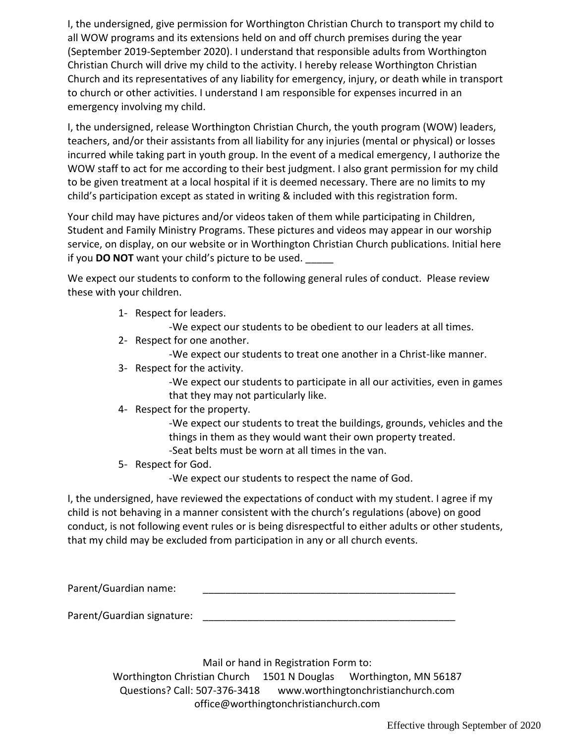I, the undersigned, give permission for Worthington Christian Church to transport my child to all WOW programs and its extensions held on and off church premises during the year (September 2019-September 2020). I understand that responsible adults from Worthington Christian Church will drive my child to the activity. I hereby release Worthington Christian Church and its representatives of any liability for emergency, injury, or death while in transport to church or other activities. I understand I am responsible for expenses incurred in an emergency involving my child.

I, the undersigned, release Worthington Christian Church, the youth program (WOW) leaders, teachers, and/or their assistants from all liability for any injuries (mental or physical) or losses incurred while taking part in youth group. In the event of a medical emergency, I authorize the WOW staff to act for me according to their best judgment. I also grant permission for my child to be given treatment at a local hospital if it is deemed necessary. There are no limits to my child's participation except as stated in writing & included with this registration form.

Your child may have pictures and/or videos taken of them while participating in Children, Student and Family Ministry Programs. These pictures and videos may appear in our worship service, on display, on our website or in Worthington Christian Church publications. Initial here if you **DO NOT** want your child's picture to be used. _____

We expect our students to conform to the following general rules of conduct. Please review these with your children.

1- Respect for leaders.
   - We expect our students to be obedient to our leaders at all times.
2- Respect for one another.
   - We expect our students to treat one another in a Christ-like manner.
3- Respect for the activity.
   - We expect our students to participate in all our activities, even in games that they may not particularly like.
4- Respect for the property.
   - We expect our students to treat the buildings, grounds, vehicles and the things in them as they would want their own property treated.
   - Seat belts must be worn at all times in the van.
5- Respect for God.
   - We expect our students to respect the name of God.

I, the undersigned, have reviewed the expectations of conduct with my student. I agree if my child is not behaving in a manner consistent with the church's regulations (above) on good conduct, is not following event rules or is being disrespectful to either adults or other students, that my child may be excluded from participation in any or all church events.

Parent/Guardian name: _______________________________________________

Parent/Guardian signature: _______________________________________________

Mail or hand in Registration Form to:
Worthington Christian Church 1501 N Douglas Worthington, MN 56187
Questions? Call: 507-376-3418 www.worthingtonchristianchurch.com
office@worthingtonchristianchurch.com

Effective through September of 2020